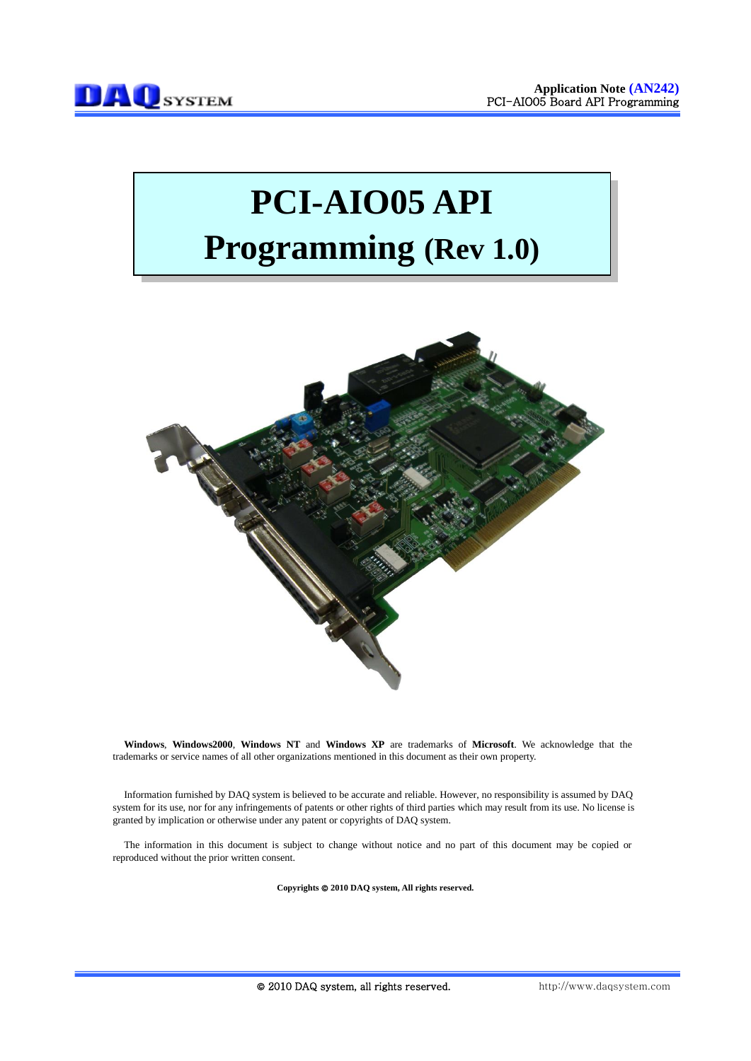# PCI-AIO05 API Programming (Rev 1.0)

**Windows**, **Windows2000**, **Windows NT** and **Windows XP** are trademarks of **Microsoft**. We acknowledge that the trademarks or service names of all other organizations mentioned in this document as their own property.

Information furnished by DAQ system is believed to be accurate and reliable. However, no responsibility is assumed by DAQ system for its use, nor for any infringements of patents or other rights of third parties which may result from its use. No license is granted by implication or otherwise under any patent or copyrights of DAQ system.

The information in this document is subject to change without notice and no part of this document may be copied or reproduced without the prior written consent.

**Copyrights © 2010 DAQ system, All rights reserved.**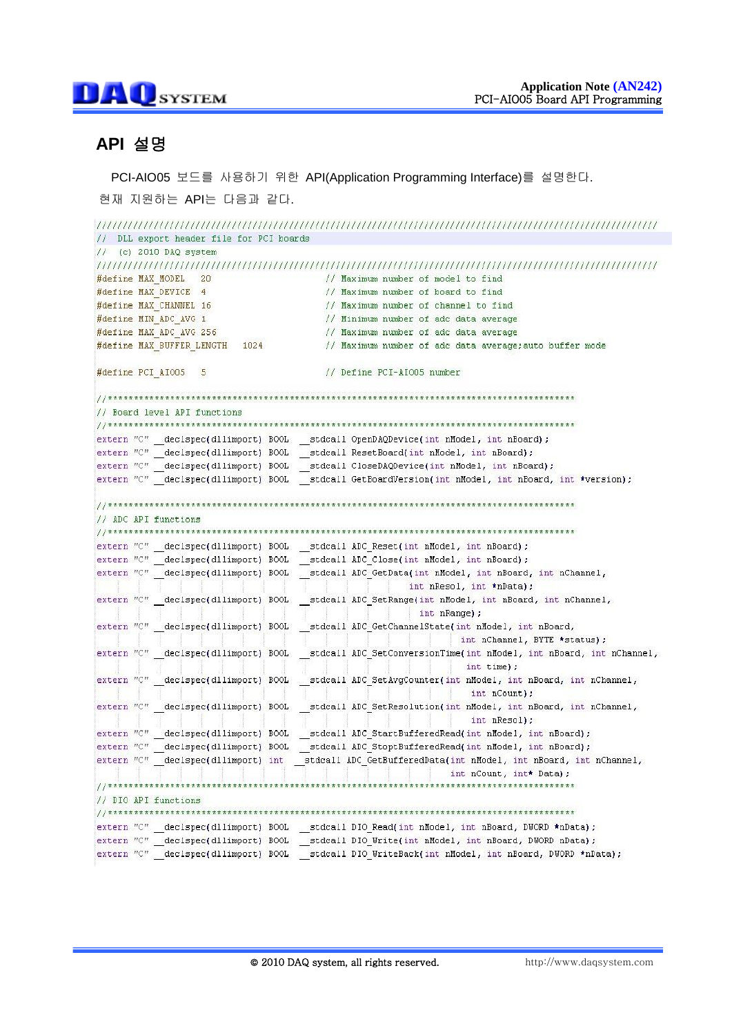## API 설명

PCI-AIO05 보드를 사용하기 위한 API(Application Programming Interface)를 설명한다. 현재 지원하는 API는 다음과 같다.

```
//////////////////////////////////////////////////////////////////////////////////////////////////
//  DLL export header file for PCI boards
//  (c) 2010 DAQ system
//////////////////////////////////////////////////////////////////////////////////////////////////
#define MAX_MODEL   20                  // Maximum number of model to find
#define MAX_DEVICE  4                   // Maximum number of board to find
#define MAX_CHANNEL 16                  // Maximum number of channel to find
#define MIN_ADC_AVG 1                   // Minimum number of adc data average
#define MAX_ADC_AVG 256                 // Maximum number of adc data average
#define MAX_BUFFER_LENGTH   1024        // Maximum number of adc data average;auto buffer mode

#define PCI_AIO05   5                   // Define PCI-AIO05 number

//*************************************************************************************
// Board level API functions
//*************************************************************************************
extern "C" __declspec(dllimport) BOOL  __stdcall OpenDAQDevice(int nModel, int nBoard);
extern "C" __declspec(dllimport) BOOL  __stdcall ResetBoard(int nModel, int nBoard);
extern "C" __declspec(dllimport) BOOL  __stdcall CloseDAQDevice(int nModel, int nBoard);
extern "C" __declspec(dllimport) BOOL  __stdcall GetBoardVersion(int nModel, int nBoard, int *version);

//*************************************************************************************
// ADC API functions
//*************************************************************************************
extern "C" __declspec(dllimport) BOOL  __stdcall ADC_Reset(int nModel, int nBoard);
extern "C" __declspec(dllimport) BOOL  __stdcall ADC_Close(int nModel, int nBoard);
extern "C" __declspec(dllimport) BOOL  __stdcall ADC_GetData(int nModel, int nBoard, int nChannel,
                                                      int nResol, int *nData);
extern "C" __declspec(dllimport) BOOL  __stdcall ADC_SetRange(int nModel, int nBoard, int nChannel,
                                                       int nRange);
extern "C" __declspec(dllimport) BOOL  __stdcall ADC_GetChannelState(int nModel, int nBoard,
                                                              int nChannel, BYTE *status);
extern "C" __declspec(dllimport) BOOL  __stdcall ADC_SetConversionTime(int nModel, int nBoard, int nChannel,
                                                               int time);
extern "C" __declspec(dllimport) BOOL  __stdcall ADC_SetAvgCounter(int nModel, int nBoard, int nChannel,
                                                                int nCount);
extern "C" __declspec(dllimport) BOOL  __stdcall ADC_SetResolution(int nModel, int nBoard, int nChannel,
                                                                int nResol);
extern "C" __declspec(dllimport) BOOL  __stdcall ADC_StartBufferedRead(int nModel, int nBoard);
extern "C" __declspec(dllimport) BOOL  __stdcall ADC_StoptBufferedRead(int nModel, int nBoard);
extern "C" __declspec(dllimport) int  __stdcall ADC_GetBufferedData(int nModel, int nBoard, int nChannel,
                                                             int nCount, int* Data);
//*************************************************************************************
// DIO API functions
//*************************************************************************************
extern "C" __declspec(dllimport) BOOL  __stdcall DIO_Read(int nModel, int nBoard, DWORD *nData);
extern "C" __declspec(dllimport) BOOL  __stdcall DIO_Write(int nModel, int nBoard, DWORD nData);
extern "C" __declspec(dllimport) BOOL  __stdcall DIO_WriteBack(int nModel, int nBoard, DWORD *nData);
```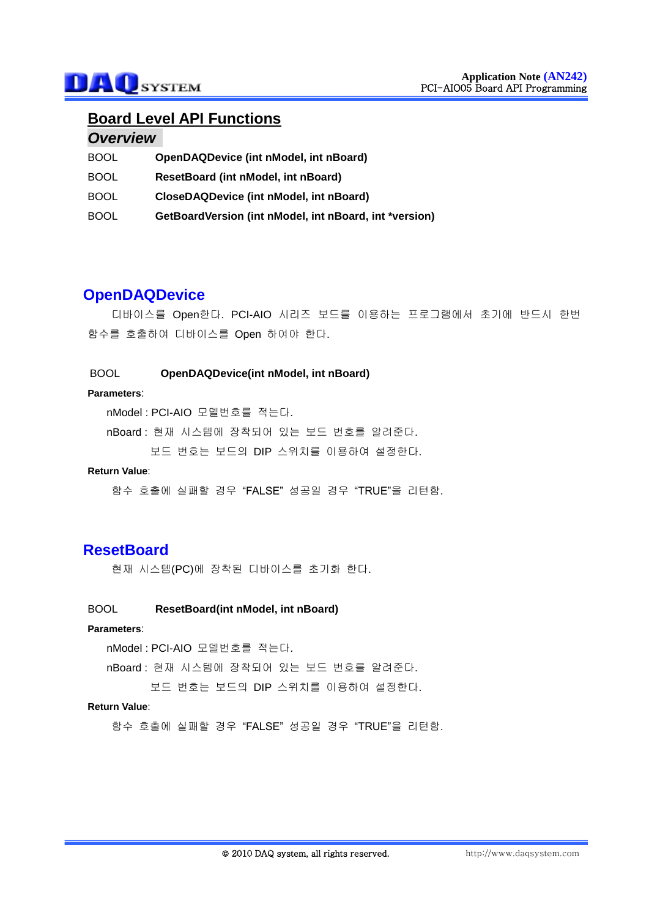# Board Level API Functions

## *Overview*

| | |
|---|---|
| BOOL | **OpenDAQDevice (int nModel, int nBoard)** |
| BOOL | **ResetBoard (int nModel, int nBoard)** |
| BOOL | **CloseDAQDevice (int nModel, int nBoard)** |
| BOOL | **GetBoardVersion (int nModel, int nBoard, int *version)** |

## OpenDAQDevice

디바이스를 Open한다. PCI-AIO 시리즈 보드를 이용하는 프로그램에서 초기에 반드시 한번 함수를 호출하여 디바이스를 Open 하여야 한다.

BOOL **OpenDAQDevice(int nModel, int nBoard)**

**Parameters**:

nModel : PCI-AIO 모델번호를 적는다.

nBoard : 현재 시스템에 장착되어 있는 보드 번호를 알려준다.
보드 번호는 보드의 DIP 스위치를 이용하여 설정한다.

**Return Value**:

함수 호출에 실패할 경우 "FALSE" 성공일 경우 "TRUE"을 리턴함.

## ResetBoard

현재 시스템(PC)에 장착된 디바이스를 초기화 한다.

BOOL **ResetBoard(int nModel, int nBoard)**

**Parameters**:

nModel : PCI-AIO 모델번호를 적는다.

nBoard : 현재 시스템에 장착되어 있는 보드 번호를 알려준다.
보드 번호는 보드의 DIP 스위치를 이용하여 설정한다.

**Return Value**:

함수 호출에 실패할 경우 "FALSE" 성공일 경우 "TRUE"을 리턴함.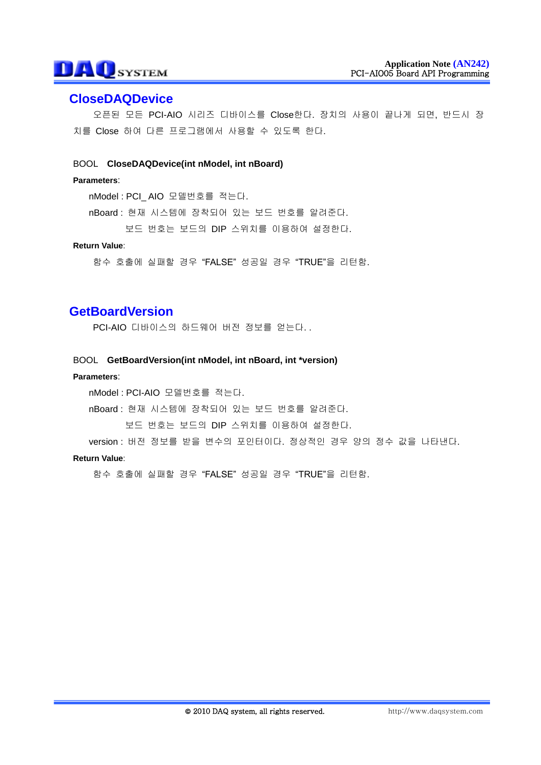## CloseDAQDevice

오픈된 모든 PCI-AIO 시리즈 디바이스를 Close한다. 장치의 사용이 끝나게 되면, 반드시 장치를 Close 하여 다른 프로그램에서 사용할 수 있도록 한다.

BOOL **CloseDAQDevice(int nModel, int nBoard)**

**Parameters**:

nModel : PCI_ AIO 모델번호를 적는다.

nBoard : 현재 시스템에 장착되어 있는 보드 번호를 알려준다.
보드 번호는 보드의 DIP 스위치를 이용하여 설정한다.

**Return Value**:

함수 호출에 실패할 경우 “FALSE” 성공일 경우 “TRUE”을 리턴함.

## GetBoardVersion

PCI-AIO 디바이스의 하드웨어 버전 정보를 얻는다. .

BOOL **GetBoardVersion(int nModel, int nBoard, int *version)**

**Parameters**:

nModel : PCI-AIO 모델번호를 적는다.

nBoard : 현재 시스템에 장착되어 있는 보드 번호를 알려준다.
보드 번호는 보드의 DIP 스위치를 이용하여 설정한다.

version : 버전 정보를 받을 변수의 포인터이다. 정상적인 경우 양의 정수 값을 나타낸다.

**Return Value**:

함수 호출에 실패할 경우 “FALSE” 성공일 경우 “TRUE”을 리턴함.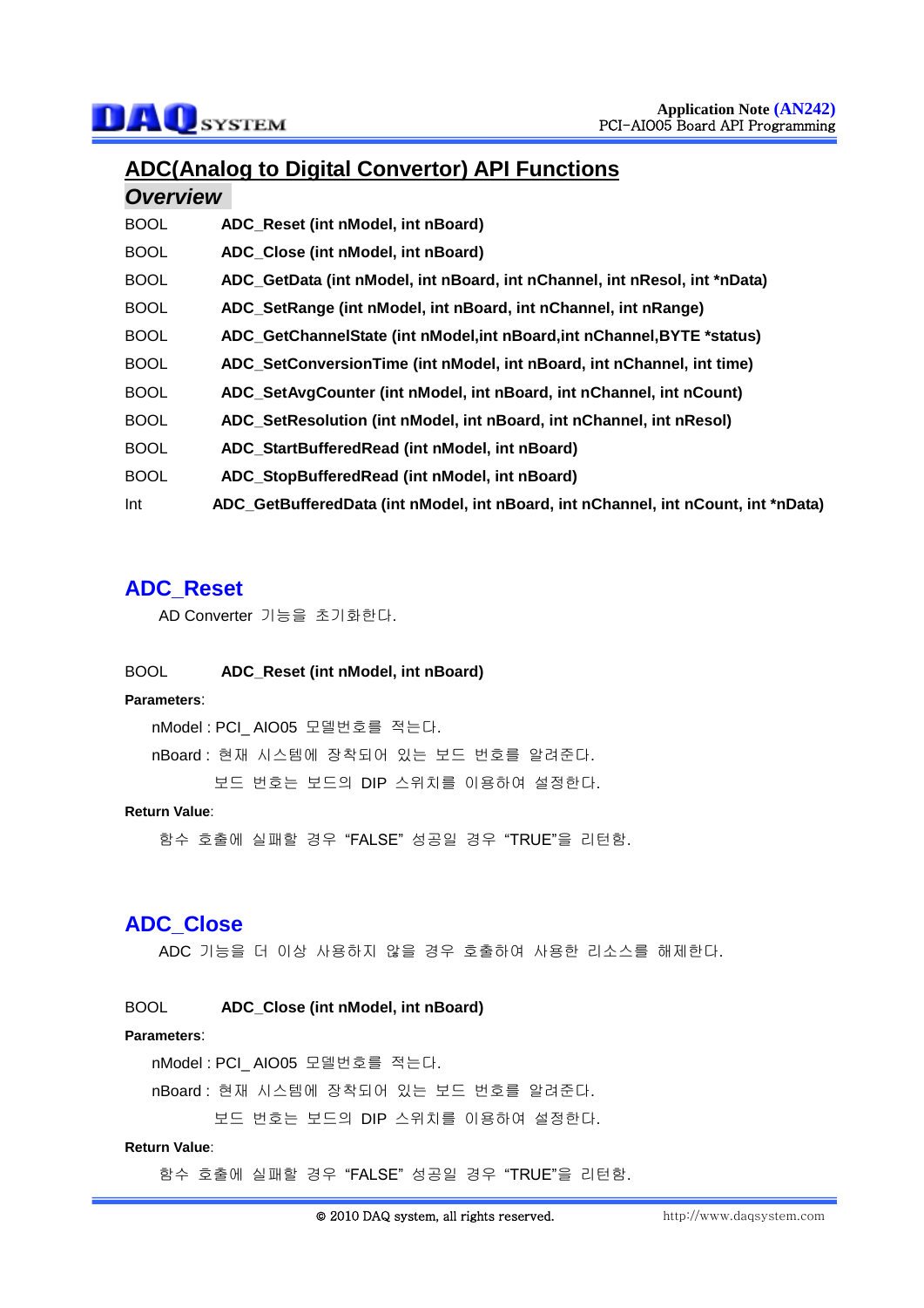# ADC(Analog to Digital Convertor) API Functions

## *Overview*

| | |
|---|---|
| BOOL | **ADC_Reset (int nModel, int nBoard)** |
| BOOL | **ADC_Close (int nModel, int nBoard)** |
| BOOL | **ADC_GetData (int nModel, int nBoard, int nChannel, int nResol, int *nData)** |
| BOOL | **ADC_SetRange (int nModel, int nBoard, int nChannel, int nRange)** |
| BOOL | **ADC_GetChannelState (int nModel,int nBoard,int nChannel,BYTE *status)** |
| BOOL | **ADC_SetConversionTime (int nModel, int nBoard, int nChannel, int time)** |
| BOOL | **ADC_SetAvgCounter (int nModel, int nBoard, int nChannel, int nCount)** |
| BOOL | **ADC_SetResolution (int nModel, int nBoard, int nChannel, int nResol)** |
| BOOL | **ADC_StartBufferedRead (int nModel, int nBoard)** |
| BOOL | **ADC_StopBufferedRead (int nModel, int nBoard)** |
| Int | **ADC_GetBufferedData (int nModel, int nBoard, int nChannel, int nCount, int *nData)** |

## ADC_Reset

AD Converter 기능을 초기화한다.

BOOL **ADC_Reset (int nModel, int nBoard)**

**Parameters**:

nModel : PCI_ AIO05 모델번호를 적는다.

nBoard : 현재 시스템에 장착되어 있는 보드 번호를 알려준다.
보드 번호는 보드의 DIP 스위치를 이용하여 설정한다.

**Return Value**:

함수 호출에 실패할 경우 "FALSE" 성공일 경우 "TRUE"을 리턴함.

## ADC_Close

ADC 기능을 더 이상 사용하지 않을 경우 호출하여 사용한 리소스를 해제한다.

BOOL **ADC_Close (int nModel, int nBoard)**

**Parameters**:

nModel : PCI_ AIO05 모델번호를 적는다.

nBoard : 현재 시스템에 장착되어 있는 보드 번호를 알려준다.
보드 번호는 보드의 DIP 스위치를 이용하여 설정한다.

**Return Value**:

함수 호출에 실패할 경우 "FALSE" 성공일 경우 "TRUE"을 리턴함.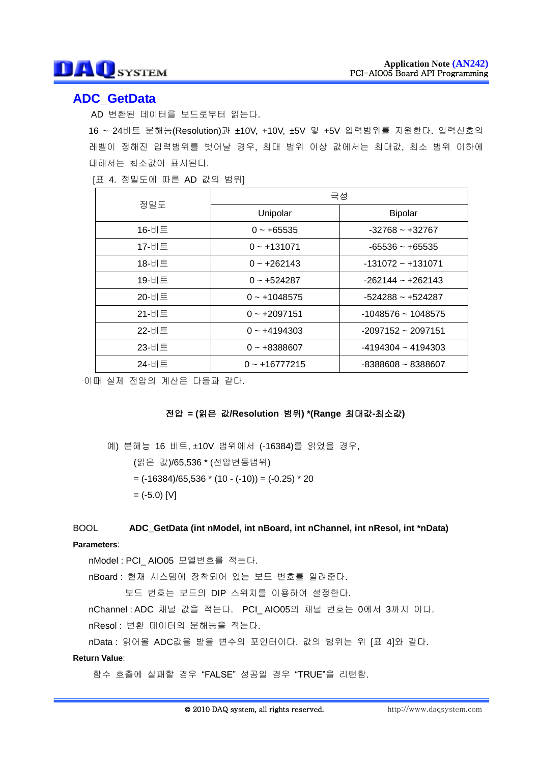## ADC_GetData

AD 변환된 데이터를 보드로부터 읽는다.

16 ~ 24비트 분해능(Resolution)과 ±10V, +10V, ±5V 및 +5V 입력범위를 지원한다. 입력신호의 레벨이 정해진 입력범위를 벗어날 경우, 최대 범위 이상 값에서는 최대값, 최소 범위 이하에 대해서는 최소값이 표시된다.

[표 4. 정밀도에 따른 AD 값의 범위]

| 정밀도 | 극성 | |
|---|---|---|
| | Unipolar | Bipolar |
| 16-비트 | 0 ~ +65535 | -32768 ~ +32767 |
| 17-비트 | 0 ~ +131071 | -65536 ~ +65535 |
| 18-비트 | 0 ~ +262143 | -131072 ~ +131071 |
| 19-비트 | 0 ~ +524287 | -262144 ~ +262143 |
| 20-비트 | 0 ~ +1048575 | -524288 ~ +524287 |
| 21-비트 | 0 ~ +2097151 | -1048576 ~ 1048575 |
| 22-비트 | 0 ~ +4194303 | -2097152 ~ 2097151 |
| 23-비트 | 0 ~ +8388607 | -4194304 ~ 4194303 |
| 24-비트 | 0 ~ +16777215 | -8388608 ~ 8388607 |

이때 실제 전압의 계산은 다음과 같다.

**전압 = (읽은 값/Resolution 범위) *(Range 최대값-최소값)**

예) 분해능 16 비트, ±10V 범위에서 (-16384)를 읽었을 경우,

(읽은 값)/65,536 * (전압변동범위)

= (-16384)/65,536 * (10 - (-10)) = (-0.25) * 20

= (-5.0) [V]

BOOL **ADC_GetData (int nModel, int nBoard, int nChannel, int nResol, int *nData)**

**Parameters**:

nModel : PCI_ AIO05 모델번호를 적는다.

nBoard : 현재 시스템에 장착되어 있는 보드 번호를 알려준다.

보드 번호는 보드의 DIP 스위치를 이용하여 설정한다.

nChannel : ADC 채널 값을 적는다. PCI_ AIO05의 채널 번호는 0에서 3까지 이다.

nResol : 변환 데이터의 분해능을 적는다.

nData : 읽어올 ADC값을 받을 변수의 포인터이다. 값의 범위는 위 [표 4]와 같다.

**Return Value**:

함수 호출에 실패할 경우 "FALSE" 성공일 경우 "TRUE"을 리턴함.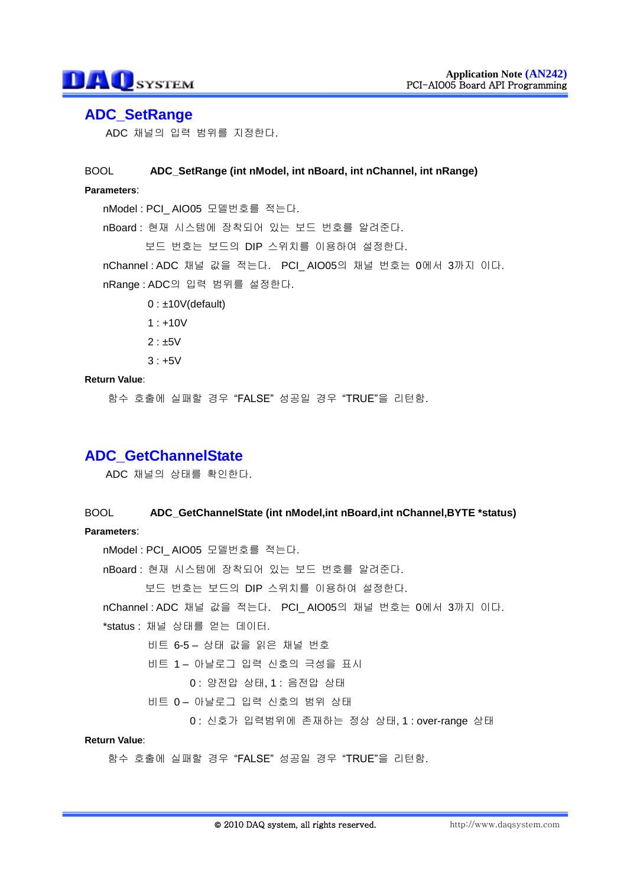## ADC_SetRange

ADC 채널의 입력 범위를 지정한다.

BOOL **ADC_SetRange (int nModel, int nBoard, int nChannel, int nRange)**

**Parameters**:

nModel : PCI_ AIO05 모델번호를 적는다.

nBoard : 현재 시스템에 장착되어 있는 보드 번호를 알려준다.

보드 번호는 보드의 DIP 스위치를 이용하여 설정한다.

nChannel : ADC 채널 값을 적는다. PCI_ AIO05의 채널 번호는 0에서 3까지 이다.

nRange : ADC의 입력 범위를 설정한다.

0 : ±10V(default)

1 : +10V

2 : ±5V

3 : +5V

**Return Value**:

함수 호출에 실패할 경우 "FALSE" 성공일 경우 "TRUE"을 리턴함.

## ADC_GetChannelState

ADC 채널의 상태를 확인한다.

BOOL **ADC_GetChannelState (int nModel,int nBoard,int nChannel,BYTE *status)**

**Parameters**:

nModel : PCI_ AIO05 모델번호를 적는다.

nBoard : 현재 시스템에 장착되어 있는 보드 번호를 알려준다.

보드 번호는 보드의 DIP 스위치를 이용하여 설정한다.

nChannel : ADC 채널 값을 적는다. PCI_ AIO05의 채널 번호는 0에서 3까지 이다.

*status : 채널 상태를 얻는 데이터.

비트 6-5 – 상태 값을 읽은 채널 번호

비트 1 – 아날로그 입력 신호의 극성을 표시

0 : 양전압 상태, 1 : 음전압 상태

비트 0 – 아날로그 입력 신호의 범위 상태

0 : 신호가 입력범위에 존재하는 정상 상태, 1 : over-range 상태

**Return Value**:

함수 호출에 실패할 경우 "FALSE" 성공일 경우 "TRUE"을 리턴함.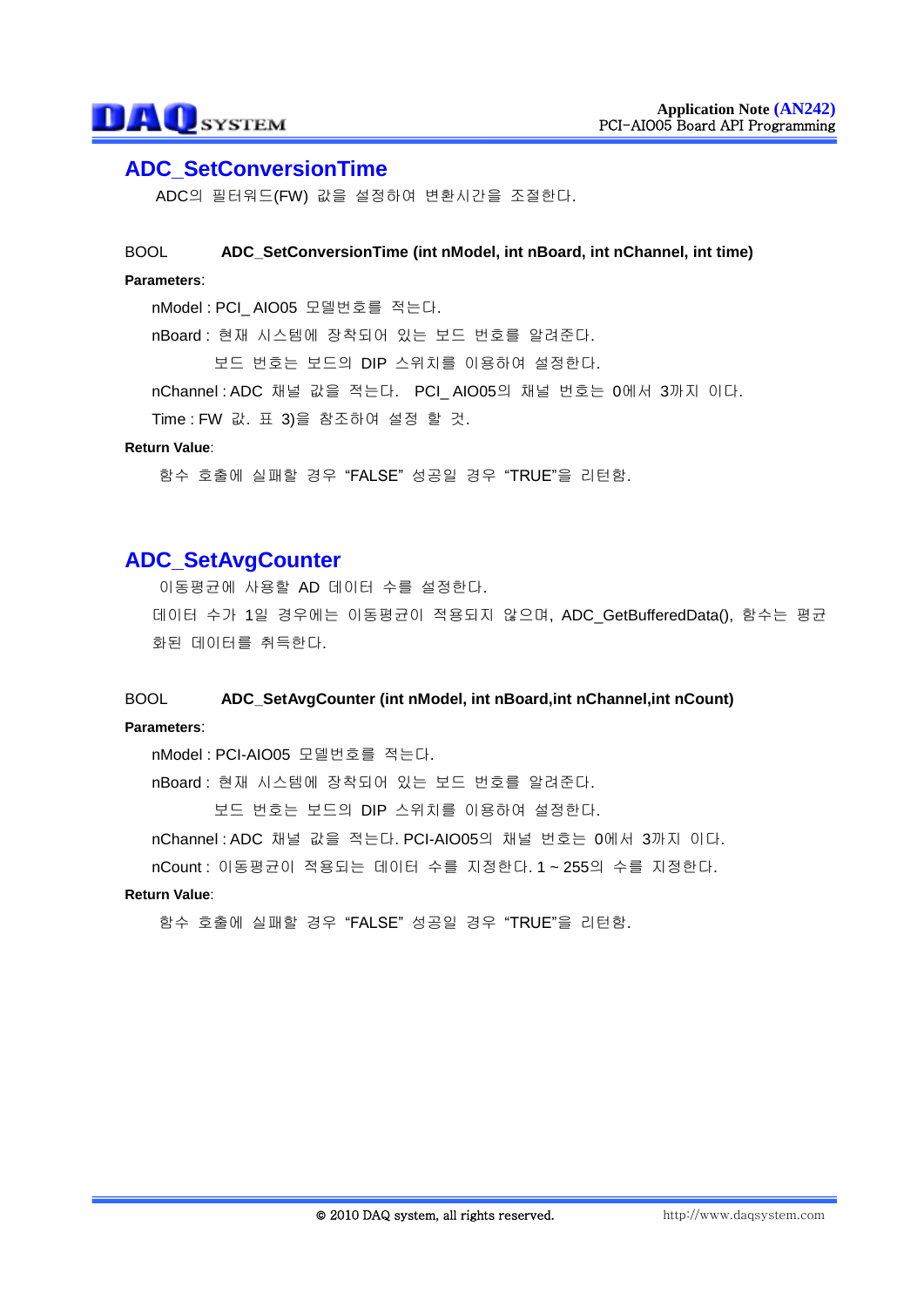## ADC_SetConversionTime

ADC의 필터워드(FW) 값을 설정하여 변환시간을 조절한다.

BOOL **ADC_SetConversionTime (int nModel, int nBoard, int nChannel, int time)**

**Parameters**:

nModel : PCI_ AIO05 모델번호를 적는다.

nBoard : 현재 시스템에 장착되어 있는 보드 번호를 알려준다.

보드 번호는 보드의 DIP 스위치를 이용하여 설정한다.

nChannel : ADC 채널 값을 적는다. PCI_ AIO05의 채널 번호는 0에서 3까지 이다.

Time : FW 값. 표 3)을 참조하여 설정 할 것.

**Return Value**:

함수 호출에 실패할 경우 “FALSE” 성공일 경우 “TRUE”을 리턴함.

## ADC_SetAvgCounter

이동평균에 사용할 AD 데이터 수를 설정한다.

데이터 수가 1일 경우에는 이동평균이 적용되지 않으며, ADC_GetBufferedData(), 함수는 평균화된 데이터를 취득한다.

BOOL **ADC_SetAvgCounter (int nModel, int nBoard,int nChannel,int nCount)**

**Parameters**:

nModel : PCI-AIO05 모델번호를 적는다.

nBoard : 현재 시스템에 장착되어 있는 보드 번호를 알려준다.

보드 번호는 보드의 DIP 스위치를 이용하여 설정한다.

nChannel : ADC 채널 값을 적는다. PCI-AIO05의 채널 번호는 0에서 3까지 이다.

nCount : 이동평균이 적용되는 데이터 수를 지정한다. 1 ~ 255의 수를 지정한다.

**Return Value**:

함수 호출에 실패할 경우 “FALSE” 성공일 경우 “TRUE”을 리턴함.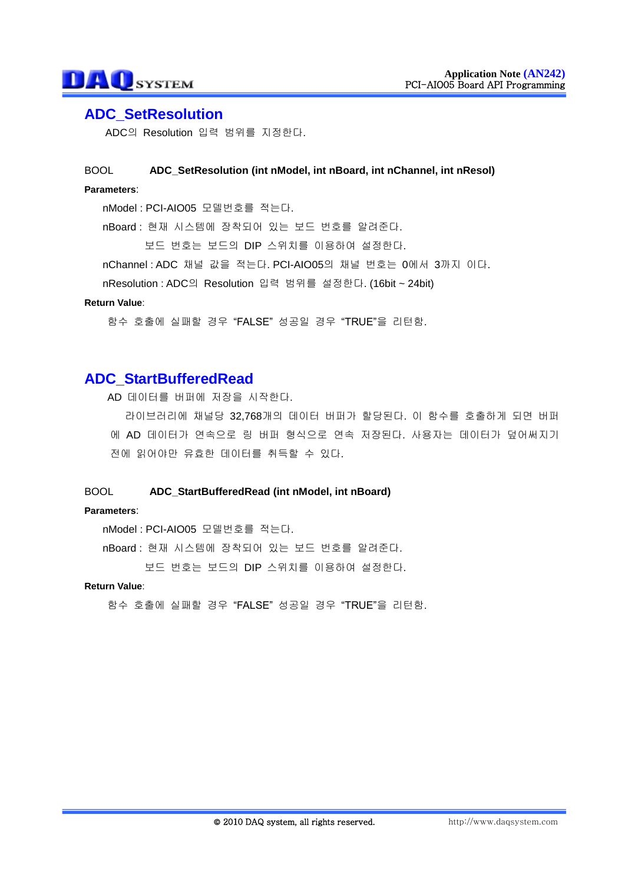## ADC_SetResolution

ADC의 Resolution 입력 범위를 지정한다.

BOOL **ADC_SetResolution (int nModel, int nBoard, int nChannel, int nResol)**

**Parameters**:

nModel : PCI-AIO05 모델번호를 적는다.

nBoard : 현재 시스템에 장착되어 있는 보드 번호를 알려준다.
보드 번호는 보드의 DIP 스위치를 이용하여 설정한다.

nChannel : ADC 채널 값을 적는다. PCI-AIO05의 채널 번호는 0에서 3까지 이다.

nResolution : ADC의 Resolution 입력 범위를 설정한다. (16bit ~ 24bit)

**Return Value**:

함수 호출에 실패할 경우 "FALSE" 성공일 경우 "TRUE"을 리턴함.

## ADC_StartBufferedRead

AD 데이터를 버퍼에 저장을 시작한다.

라이브러리에 채널당 32,768개의 데이터 버퍼가 할당된다. 이 함수를 호출하게 되면 버퍼에 AD 데이터가 연속으로 링 버퍼 형식으로 연속 저장된다. 사용자는 데이터가 덮어써지기 전에 읽어야만 유효한 데이터를 취득할 수 있다.

BOOL **ADC_StartBufferedRead (int nModel, int nBoard)**

**Parameters**:

nModel : PCI-AIO05 모델번호를 적는다.

nBoard : 현재 시스템에 장착되어 있는 보드 번호를 알려준다.
보드 번호는 보드의 DIP 스위치를 이용하여 설정한다.

**Return Value**:

함수 호출에 실패할 경우 "FALSE" 성공일 경우 "TRUE"을 리턴함.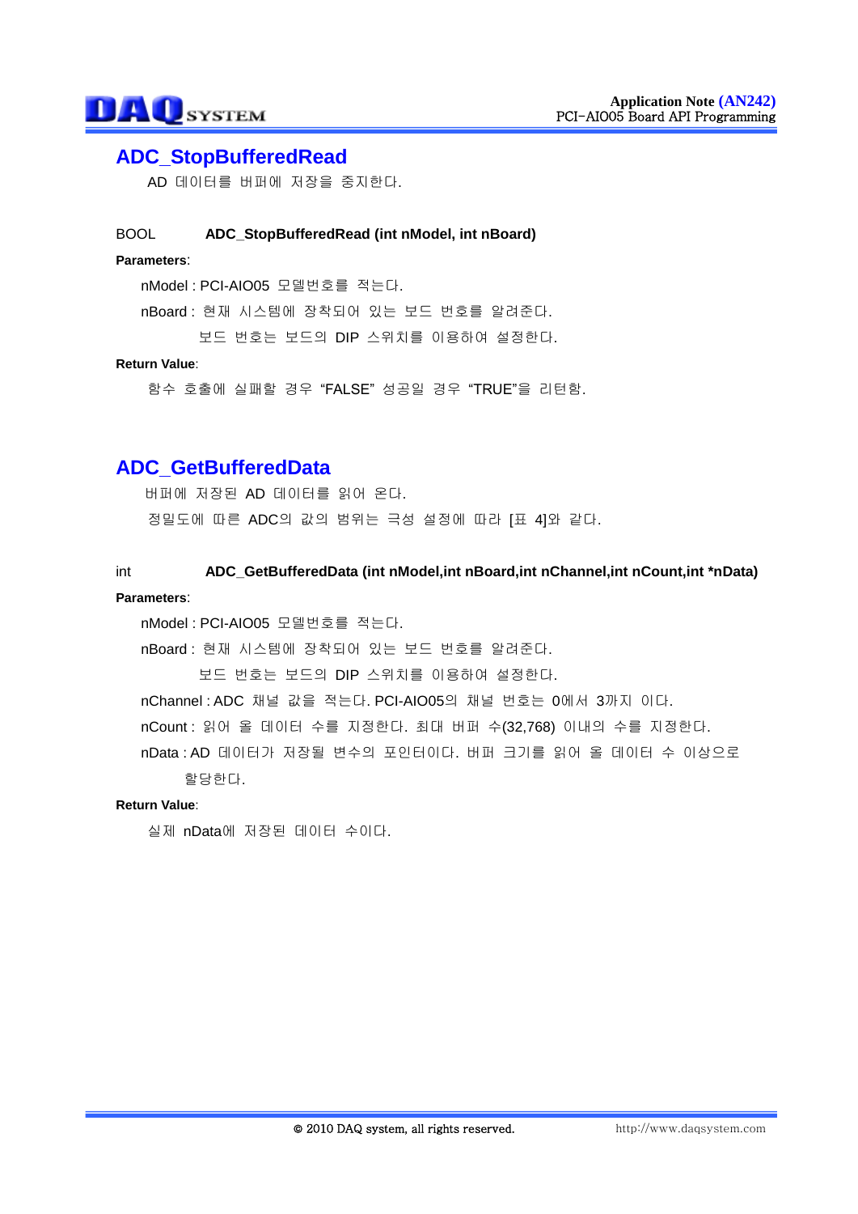## ADC_StopBufferedRead

AD 데이터를 버퍼에 저장을 중지한다.

BOOL **ADC_StopBufferedRead (int nModel, int nBoard)**

**Parameters**:

nModel : PCI-AIO05 모델번호를 적는다.

nBoard : 현재 시스템에 장착되어 있는 보드 번호를 알려준다.

보드 번호는 보드의 DIP 스위치를 이용하여 설정한다.

**Return Value**:

함수 호출에 실패할 경우 “FALSE” 성공일 경우 “TRUE”을 리턴함.

## ADC_GetBufferedData

버퍼에 저장된 AD 데이터를 읽어 온다.

정밀도에 따른 ADC의 값의 범위는 극성 설정에 따라 [표 4]와 같다.

int **ADC_GetBufferedData (int nModel,int nBoard,int nChannel,int nCount,int *nData)**

**Parameters**:

nModel : PCI-AIO05 모델번호를 적는다.

nBoard : 현재 시스템에 장착되어 있는 보드 번호를 알려준다.

보드 번호는 보드의 DIP 스위치를 이용하여 설정한다.

nChannel : ADC 채널 값을 적는다. PCI-AIO05의 채널 번호는 0에서 3까지 이다.

nCount : 읽어 올 데이터 수를 지정한다. 최대 버퍼 수(32,768) 이내의 수를 지정한다.

nData : AD 데이터가 저장될 변수의 포인터이다. 버퍼 크기를 읽어 올 데이터 수 이상으로 할당한다.

**Return Value**:

실제 nData에 저장된 데이터 수이다.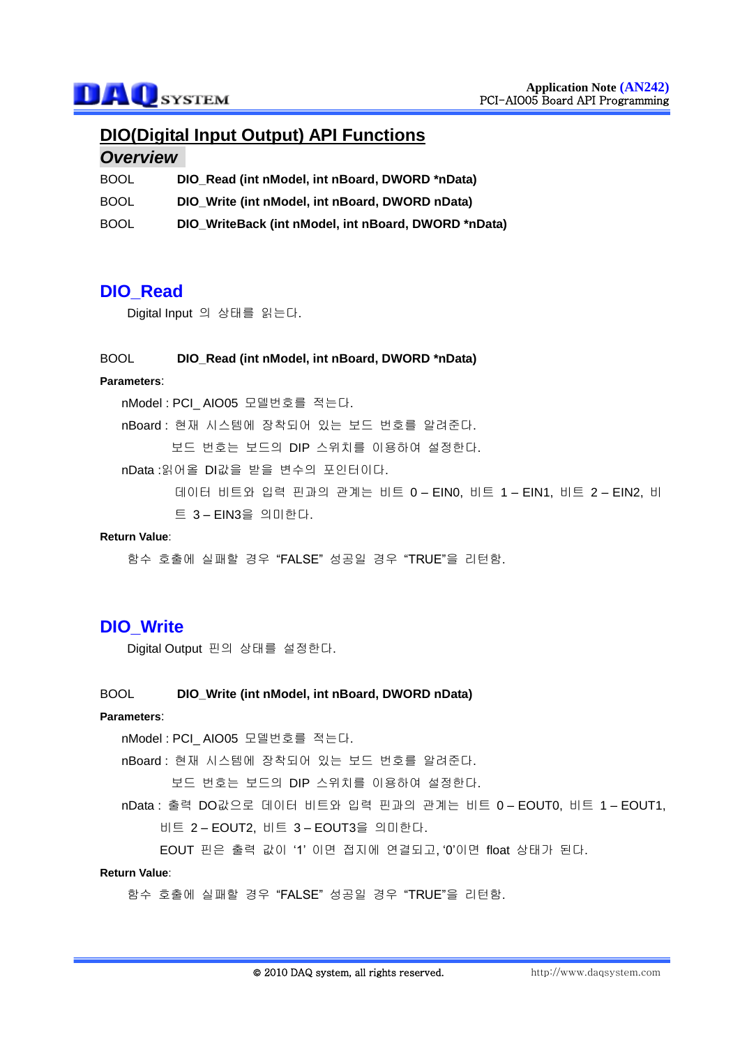## DIO(Digital Input Output) API Functions

### *Overview*

BOOL **DIO_Read (int nModel, int nBoard, DWORD *nData)**

BOOL **DIO_Write (int nModel, int nBoard, DWORD nData)**

BOOL **DIO_WriteBack (int nModel, int nBoard, DWORD *nData)**

## DIO_Read

Digital Input 의 상태를 읽는다.

BOOL **DIO_Read (int nModel, int nBoard, DWORD *nData)**

**Parameters**:

nModel : PCI_ AIO05 모델번호를 적는다.

nBoard : 현재 시스템에 장착되어 있는 보드 번호를 알려준다.

보드 번호는 보드의 DIP 스위치를 이용하여 설정한다.

nData :읽어올 DI값을 받을 변수의 포인터이다.

데이터 비트와 입력 핀과의 관계는 비트 0 – EIN0, 비트 1 – EIN1, 비트 2 – EIN2, 비트 3 – EIN3을 의미한다.

**Return Value**:

함수 호출에 실패할 경우 “FALSE” 성공일 경우 “TRUE”을 리턴함.

## DIO_Write

Digital Output 핀의 상태를 설정한다.

BOOL **DIO_Write (int nModel, int nBoard, DWORD nData)**

**Parameters**:

nModel : PCI_ AIO05 모델번호를 적는다.

nBoard : 현재 시스템에 장착되어 있는 보드 번호를 알려준다.

보드 번호는 보드의 DIP 스위치를 이용하여 설정한다.

nData : 출력 DO값으로 데이터 비트와 입력 핀과의 관계는 비트 0 – EOUT0, 비트 1 – EOUT1, 비트 2 – EOUT2, 비트 3 – EOUT3을 의미한다.

EOUT 핀은 출력 값이 ‘1’ 이면 접지에 연결되고, ‘0’이면 float 상태가 된다.

**Return Value**:

함수 호출에 실패할 경우 “FALSE” 성공일 경우 “TRUE”을 리턴함.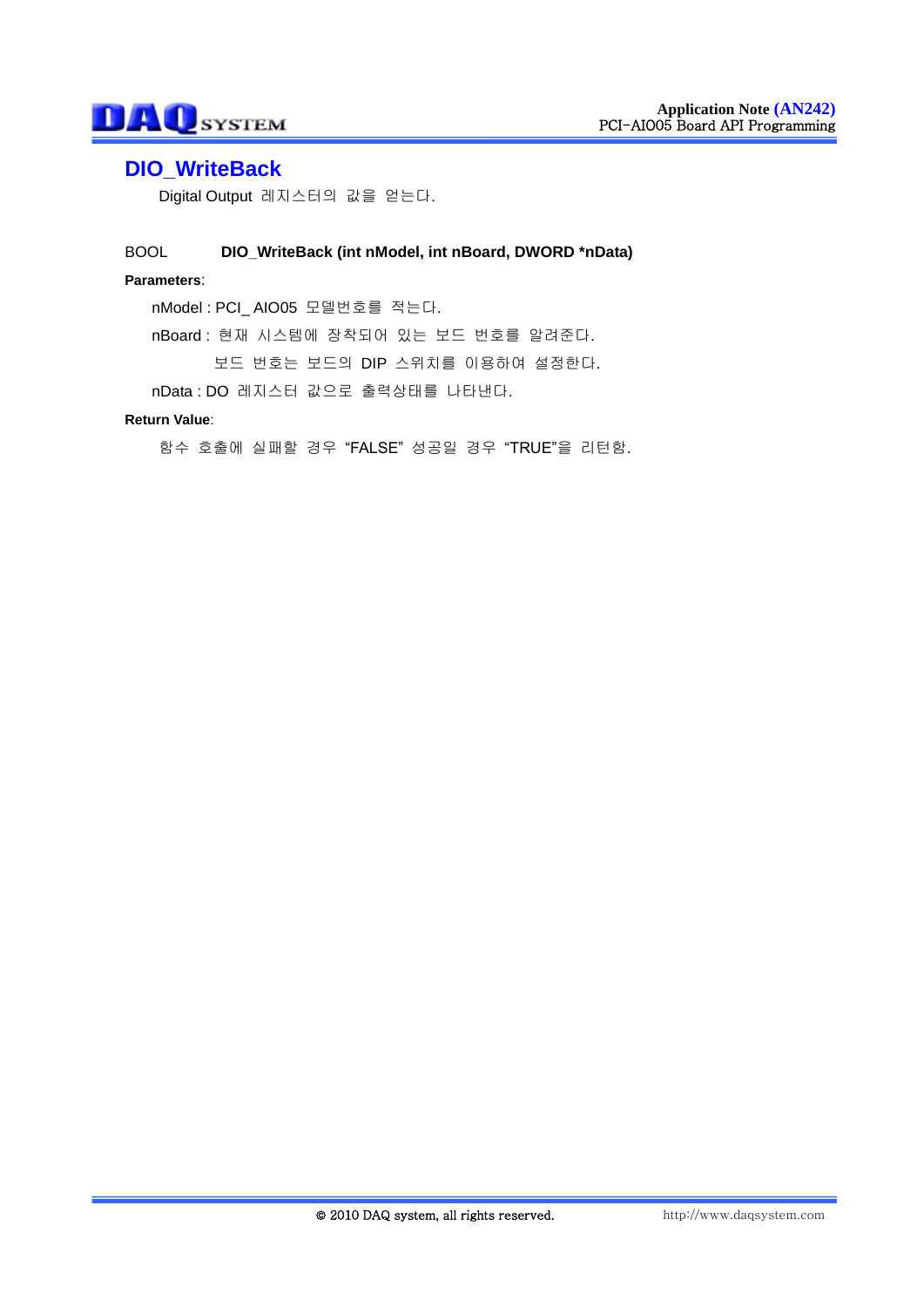## DIO_WriteBack

Digital Output 레지스터의 값을 얻는다.

BOOL **DIO_WriteBack (int nModel, int nBoard, DWORD *nData)**

**Parameters**:

nModel : PCI_ AIO05 모델번호를 적는다.

nBoard : 현재 시스템에 장착되어 있는 보드 번호를 알려준다.

보드 번호는 보드의 DIP 스위치를 이용하여 설정한다.

nData : DO 레지스터 값으로 출력상태를 나타낸다.

**Return Value**:

함수 호출에 실패할 경우 "FALSE" 성공일 경우 "TRUE"을 리턴함.